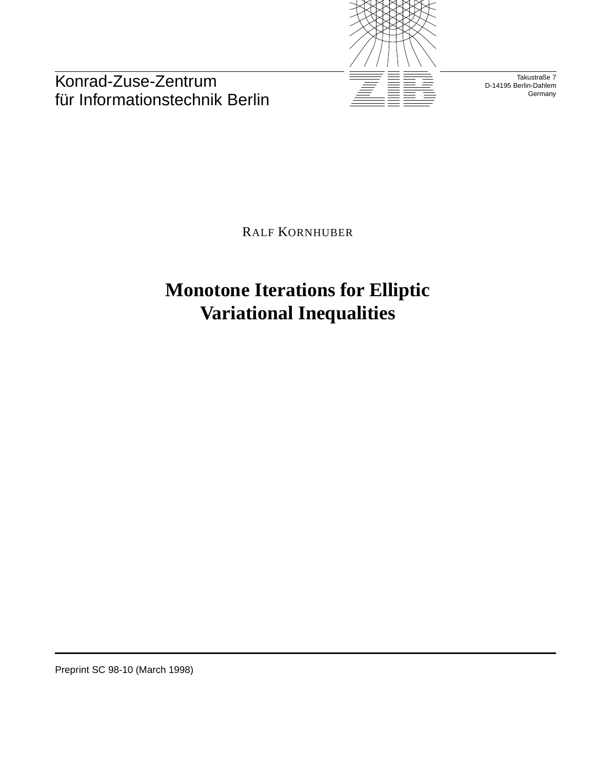Konrad-Zuse-Zentrum
für Informationstechnik Berlin

Takustraße 7
D-14195 Berlin-Dahlem
Germany

RALF KORNHUBER

# Monotone Iterations for Elliptic Variational Inequalities

Preprint SC 98-10 (March 1998)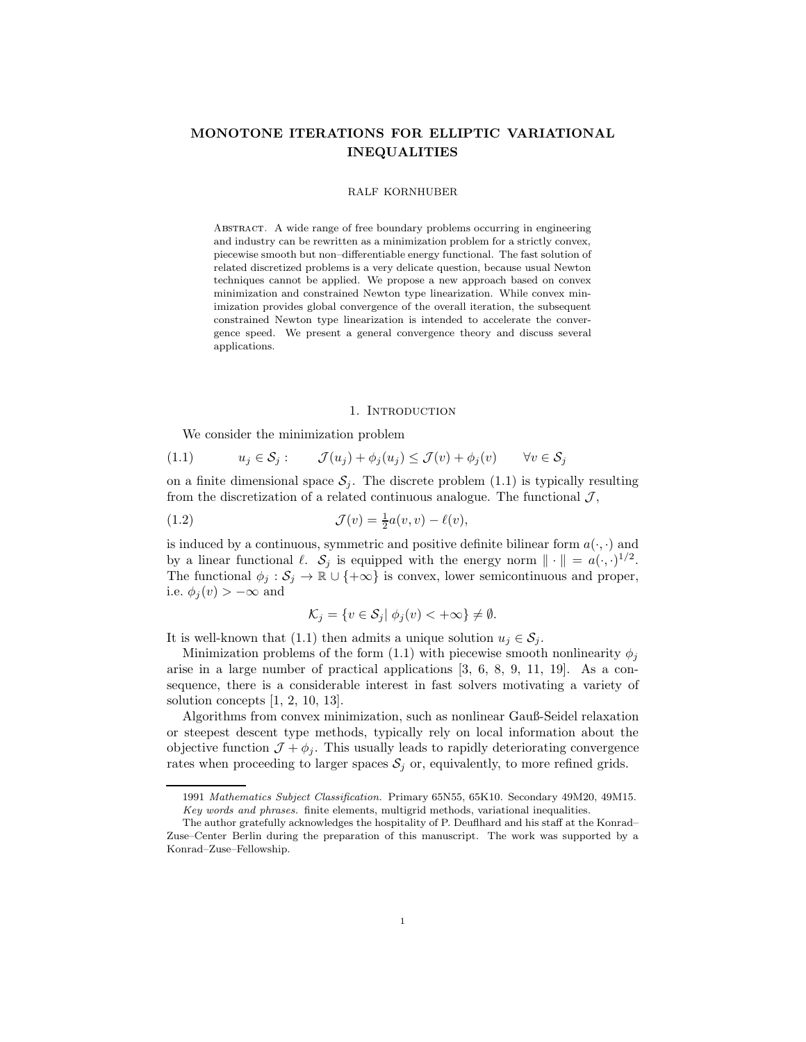# MONOTONE ITERATIONS FOR ELLIPTIC VARIATIONAL INEQUALITIES

RALF KORNHUBER

Abstract. A wide range of free boundary problems occurring in engineering and industry can be rewritten as a minimization problem for a strictly convex, piecewise smooth but non–differentiable energy functional. The fast solution of related discretized problems is a very delicate question, because usual Newton techniques cannot be applied. We propose a new approach based on convex minimization and constrained Newton type linearization. While convex minimization provides global convergence of the overall iteration, the subsequent constrained Newton type linearization is intended to accelerate the convergence speed. We present a general convergence theory and discuss several applications.

## 1. Introduction

We consider the minimization problem

$$u_j \in \mathcal{S}_j : \qquad \mathcal{J}(u_j) + \phi_j(u_j) \le \mathcal{J}(v) + \phi_j(v) \qquad \forall v \in \mathcal{S}_j \tag{1.1}$$

on a finite dimensional space $\mathcal{S}_j$. The discrete problem (1.1) is typically resulting from the discretization of a related continuous analogue. The functional $\mathcal{J}$,

$$\mathcal{J}(v) = \tfrac{1}{2}a(v,v) - \ell(v), \tag{1.2}$$

is induced by a continuous, symmetric and positive definite bilinear form $a(\cdot,\cdot)$ and by a linear functional $\ell$. $\mathcal{S}_j$ is equipped with the energy norm $\|\cdot\| = a(\cdot,\cdot)^{1/2}$. The functional $\phi_j : \mathcal{S}_j \to \mathbb{R} \cup \{+\infty\}$ is convex, lower semicontinuous and proper, i.e. $\phi_j(v) > -\infty$ and

$$\mathcal{K}_j = \{v \in \mathcal{S}_j |\ \phi_j(v) < +\infty\} \neq \emptyset.$$

It is well-known that (1.1) then admits a unique solution $u_j \in \mathcal{S}_j$.

Minimization problems of the form (1.1) with piecewise smooth nonlinearity $\phi_j$ arise in a large number of practical applications [3, 6, 8, 9, 11, 19]. As a consequence, there is a considerable interest in fast solvers motivating a variety of solution concepts [1, 2, 10, 13].

Algorithms from convex minimization, such as nonlinear Gauß-Seidel relaxation or steepest descent type methods, typically rely on local information about the objective function $\mathcal{J} + \phi_j$. This usually leads to rapidly deteriorating convergence rates when proceeding to larger spaces $\mathcal{S}_j$ or, equivalently, to more refined grids.

---

1991 *Mathematics Subject Classification.* Primary 65N55, 65K10. Secondary 49M20, 49M15.

*Key words and phrases.* finite elements, multigrid methods, variational inequalities.

The author gratefully acknowledges the hospitality of P. Deuflhard and his staff at the Konrad–Zuse–Center Berlin during the preparation of this manuscript. The work was supported by a Konrad–Zuse–Fellowship.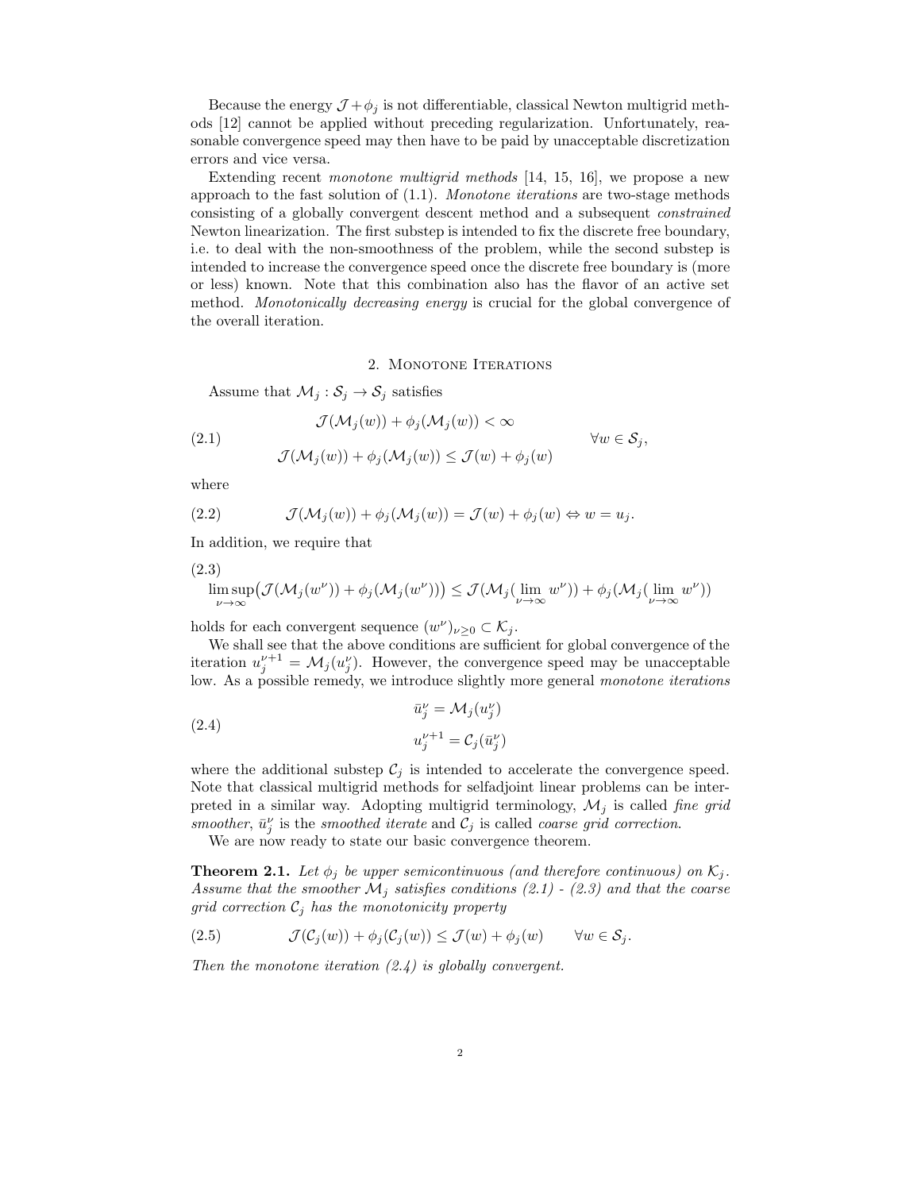Because the energy $\mathcal{J} + \phi_j$ is not differentiable, classical Newton multigrid methods [12] cannot be applied without preceding regularization. Unfortunately, reasonable convergence speed may then have to be paid by unacceptable discretization errors and vice versa.

Extending recent *monotone multigrid methods* [14, 15, 16], we propose a new approach to the fast solution of (1.1). *Monotone iterations* are two-stage methods consisting of a globally convergent descent method and a subsequent *constrained* Newton linearization. The first substep is intended to fix the discrete free boundary, i.e. to deal with the non-smoothness of the problem, while the second substep is intended to increase the convergence speed once the discrete free boundary is (more or less) known. Note that this combination also has the flavor of an active set method. *Monotonically decreasing energy* is crucial for the global convergence of the overall iteration.

## 2. Monotone Iterations

Assume that $\mathcal{M}_j : \mathcal{S}_j \to \mathcal{S}_j$ satisfies

$$
\begin{aligned}
&\mathcal{J}(\mathcal{M}_j(w)) + \phi_j(\mathcal{M}_j(w)) < \infty \\
&\mathcal{J}(\mathcal{M}_j(w)) + \phi_j(\mathcal{M}_j(w)) \le \mathcal{J}(w) + \phi_j(w)
\end{aligned}
\qquad \forall w \in \mathcal{S}_j, \tag{2.1}
$$

where

$$
\mathcal{J}(\mathcal{M}_j(w)) + \phi_j(\mathcal{M}_j(w)) = \mathcal{J}(w) + \phi_j(w) \Leftrightarrow w = u_j. \tag{2.2}
$$

In addition, we require that

$$
\limsup_{\nu\to\infty} \big(\mathcal{J}(\mathcal{M}_j(w^\nu)) + \phi_j(\mathcal{M}_j(w^\nu))\big) \le \mathcal{J}(\mathcal{M}_j(\lim_{\nu\to\infty} w^\nu)) + \phi_j(\mathcal{M}_j(\lim_{\nu\to\infty} w^\nu)) \tag{2.3}
$$

holds for each convergent sequence $(w^\nu)_{\nu\ge 0} \subset \mathcal{K}_j$.

We shall see that the above conditions are sufficient for global convergence of the iteration $u_j^{\nu+1} = \mathcal{M}_j(u_j^\nu)$. However, the convergence speed may be unacceptable low. As a possible remedy, we introduce slightly more general *monotone iterations*

$$
\begin{aligned}
\bar{u}_j^\nu &= \mathcal{M}_j(u_j^\nu) \\
u_j^{\nu+1} &= \mathcal{C}_j(\bar{u}_j^\nu)
\end{aligned} \tag{2.4}
$$

where the additional substep $\mathcal{C}_j$ is intended to accelerate the convergence speed. Note that classical multigrid methods for selfadjoint linear problems can be interpreted in a similar way. Adopting multigrid terminology, $\mathcal{M}_j$ is called *fine grid smoother*, $\bar{u}_j^\nu$ is the *smoothed iterate* and $\mathcal{C}_j$ is called *coarse grid correction*.

We are now ready to state our basic convergence theorem.

**Theorem 2.1.** *Let $\phi_j$ be upper semicontinuous (and therefore continuous) on $\mathcal{K}_j$. Assume that the smoother $\mathcal{M}_j$ satisfies conditions (2.1) - (2.3) and that the coarse grid correction $\mathcal{C}_j$ has the monotonicity property*

$$
\mathcal{J}(\mathcal{C}_j(w)) + \phi_j(\mathcal{C}_j(w)) \le \mathcal{J}(w) + \phi_j(w) \qquad \forall w \in \mathcal{S}_j. \tag{2.5}
$$

*Then the monotone iteration (2.4) is globally convergent.*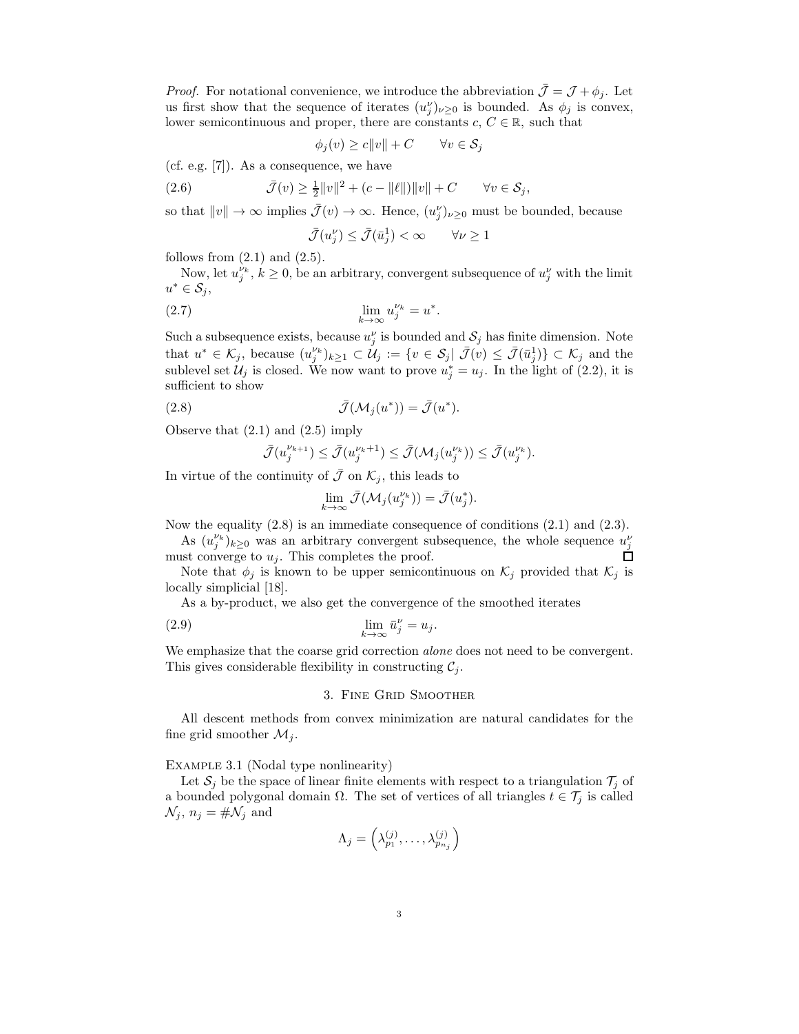*Proof.* For notational convenience, we introduce the abbreviation $\bar{\mathcal{J}} = \mathcal{J} + \phi_j$. Let us first show that the sequence of iterates $(u_j^\nu)_{\nu \ge 0}$ is bounded. As $\phi_j$ is convex, lower semicontinuous and proper, there are constants $c$, $C \in \mathbb{R}$, such that

$$\phi_j(v) \ge c\|v\| + C \qquad \forall v \in \mathcal{S}_j$$

(cf. e.g. [7]). As a consequence, we have

$$\bar{\mathcal{J}}(v) \ge \tfrac{1}{2}\|v\|^2 + (c - \|\ell\|)\|v\| + C \qquad \forall v \in \mathcal{S}_j, \tag{2.6}$$

so that $\|v\| \to \infty$ implies $\bar{\mathcal{J}}(v) \to \infty$. Hence, $(u_j^\nu)_{\nu \ge 0}$ must be bounded, because

$$\bar{\mathcal{J}}(u_j^\nu) \le \bar{\mathcal{J}}(\bar{u}_j^1) < \infty \qquad \forall \nu \ge 1$$

follows from (2.1) and (2.5).

Now, let $u_j^{\nu_k}$, $k \ge 0$, be an arbitrary, convergent subsequence of $u_j^\nu$ with the limit $u^* \in \mathcal{S}_j$,

$$\lim_{k \to \infty} u_j^{\nu_k} = u^*. \tag{2.7}$$

Such a subsequence exists, because $u_j^\nu$ is bounded and $\mathcal{S}_j$ has finite dimension. Note that $u^* \in \mathcal{K}_j$, because $(u_j^{\nu_k})_{k \ge 1} \subset \mathcal{U}_j := \{v \in \mathcal{S}_j |\ \bar{\mathcal{J}}(v) \le \bar{\mathcal{J}}(\bar{u}_j^1)\} \subset \mathcal{K}_j$ and the sublevel set $\mathcal{U}_j$ is closed. We now want to prove $u_j^* = u_j$. In the light of (2.2), it is sufficient to show

$$\bar{\mathcal{J}}(\mathcal{M}_j(u^*)) = \bar{\mathcal{J}}(u^*). \tag{2.8}$$

Observe that (2.1) and (2.5) imply

$$\bar{\mathcal{J}}(u_j^{\nu_{k+1}}) \le \bar{\mathcal{J}}(u_j^{\nu_k + 1}) \le \bar{\mathcal{J}}(\mathcal{M}_j(u_j^{\nu_k})) \le \bar{\mathcal{J}}(u_j^{\nu_k}).$$

In virtue of the continuity of $\bar{\mathcal{J}}$ on $\mathcal{K}_j$, this leads to

$$\lim_{k \to \infty} \bar{\mathcal{J}}(\mathcal{M}_j(u_j^{\nu_k})) = \bar{\mathcal{J}}(u_j^*).$$

Now the equality (2.8) is an immediate consequence of conditions (2.1) and (2.3).

As $(u_j^{\nu_k})_{k \ge 0}$ was an arbitrary convergent subsequence, the whole sequence $u_j^\nu$ must converge to $u_j$. This completes the proof. ◻

Note that $\phi_j$ is known to be upper semicontinuous on $\mathcal{K}_j$ provided that $\mathcal{K}_j$ is locally simplicial [18].

As a by-product, we also get the convergence of the smoothed iterates

$$\lim_{k \to \infty} \bar{u}_j^\nu = u_j. \tag{2.9}$$

We emphasize that the coarse grid correction *alone* does not need to be convergent. This gives considerable flexibility in constructing $\mathcal{C}_j$.

## 3. Fine Grid Smoother

All descent methods from convex minimization are natural candidates for the fine grid smoother $\mathcal{M}_j$.

Example 3.1 (Nodal type nonlinearity)

Let $\mathcal{S}_j$ be the space of linear finite elements with respect to a triangulation $\mathcal{T}_j$ of a bounded polygonal domain $\Omega$. The set of vertices of all triangles $t \in \mathcal{T}_j$ is called $\mathcal{N}_j$, $n_j = \#\mathcal{N}_j$ and

$$\Lambda_j = \left(\lambda_{p_1}^{(j)}, \ldots, \lambda_{p_{n_j}}^{(j)}\right)$$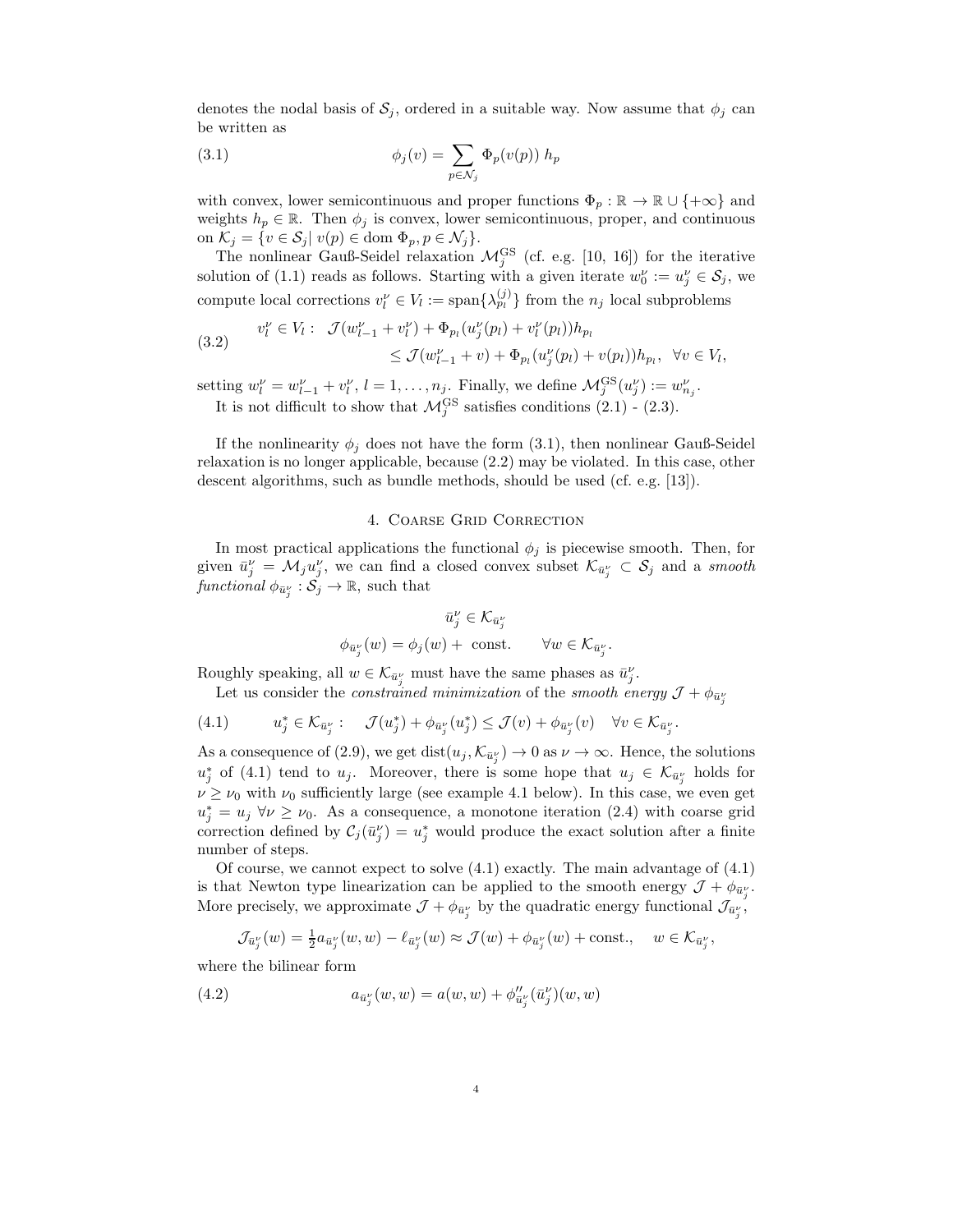denotes the nodal basis of $\mathcal{S}_j$, ordered in a suitable way. Now assume that $\phi_j$ can be written as

$$\phi_j(v) = \sum_{p \in \mathcal{N}_j} \Phi_p(v(p))\, h_p \tag{3.1}$$

with convex, lower semicontinuous and proper functions $\Phi_p : \mathbb{R} \to \mathbb{R} \cup \{+\infty\}$ and weights $h_p \in \mathbb{R}$. Then $\phi_j$ is convex, lower semicontinuous, proper, and continuous on $\mathcal{K}_j = \{v \in \mathcal{S}_j |\ v(p) \in \operatorname{dom} \Phi_p, p \in \mathcal{N}_j\}$.

The nonlinear Gauß-Seidel relaxation $\mathcal{M}_j^{\mathrm{GS}}$ (cf. e.g. [10, 16]) for the iterative solution of (1.1) reads as follows. Starting with a given iterate $w_0^\nu := u_j^\nu \in \mathcal{S}_j$, we compute local corrections $v_l^\nu \in V_l := \operatorname{span}\{\lambda_{p_l}^{(j)}\}$ from the $n_j$ local subproblems

$$\begin{aligned} v_l^\nu \in V_l : \quad & \mathcal{J}(w_{l-1}^\nu + v_l^\nu) + \Phi_{p_l}(u_j^\nu(p_l) + v_l^\nu(p_l))h_{p_l} \\ & \leq \mathcal{J}(w_{l-1}^\nu + v) + \Phi_{p_l}(u_j^\nu(p_l) + v(p_l))h_{p_l}, \quad \forall v \in V_l, \end{aligned} \tag{3.2}$$

setting $w_l^\nu = w_{l-1}^\nu + v_l^\nu$, $l = 1, \dots, n_j$. Finally, we define $\mathcal{M}_j^{\mathrm{GS}}(u_j^\nu) := w_{n_j}^\nu$.

It is not difficult to show that $\mathcal{M}_j^{\mathrm{GS}}$ satisfies conditions (2.1) - (2.3).

If the nonlinearity $\phi_j$ does not have the form (3.1), then nonlinear Gauß-Seidel relaxation is no longer applicable, because (2.2) may be violated. In this case, other descent algorithms, such as bundle methods, should be used (cf. e.g. [13]).

## 4. Coarse Grid Correction

In most practical applications the functional $\phi_j$ is piecewise smooth. Then, for given $\bar{u}_j^\nu = \mathcal{M}_j u_j^\nu$, we can find a closed convex subset $\mathcal{K}_{\bar{u}_j^\nu} \subset \mathcal{S}_j$ and a *smooth functional* $\phi_{\bar{u}_j^\nu} : \mathcal{S}_j \to \mathbb{R}$, such that

$$\begin{gathered} \bar{u}_j^\nu \in \mathcal{K}_{\bar{u}_j^\nu} \\ \phi_{\bar{u}_j^\nu}(w) = \phi_j(w) + \text{ const.} \qquad \forall w \in \mathcal{K}_{\bar{u}_j^\nu}. \end{gathered}$$

Roughly speaking, all $w \in \mathcal{K}_{\bar{u}_j^\nu}$ must have the same phases as $\bar{u}_j^\nu$.

Let us consider the *constrained minimization* of the *smooth energy* $\mathcal{J} + \phi_{\bar{u}_j^\nu}$

$$u_j^* \in \mathcal{K}_{\bar{u}_j^\nu} : \quad \mathcal{J}(u_j^*) + \phi_{\bar{u}_j^\nu}(u_j^*) \leq \mathcal{J}(v) + \phi_{\bar{u}_j^\nu}(v) \quad \forall v \in \mathcal{K}_{\bar{u}_j^\nu}. \tag{4.1}$$

As a consequence of (2.9), we get $\operatorname{dist}(u_j, \mathcal{K}_{\bar{u}_j^\nu}) \to 0$ as $\nu \to \infty$. Hence, the solutions $u_j^*$ of (4.1) tend to $u_j$. Moreover, there is some hope that $u_j \in \mathcal{K}_{\bar{u}_j^\nu}$ holds for $\nu \geq \nu_0$ with $\nu_0$ sufficiently large (see example 4.1 below). In this case, we even get $u_j^* = u_j$ $\forall \nu \geq \nu_0$. As a consequence, a monotone iteration (2.4) with coarse grid correction defined by $\mathcal{C}_j(\bar{u}_j^\nu) = u_j^*$ would produce the exact solution after a finite number of steps.

Of course, we cannot expect to solve (4.1) exactly. The main advantage of (4.1) is that Newton type linearization can be applied to the smooth energy $\mathcal{J} + \phi_{\bar{u}_j^\nu}$. More precisely, we approximate $\mathcal{J} + \phi_{\bar{u}_j^\nu}$ by the quadratic energy functional $\mathcal{J}_{\bar{u}_j^\nu}$,

$$\mathcal{J}_{\bar{u}_j^\nu}(w) = \tfrac{1}{2} a_{\bar{u}_j^\nu}(w, w) - \ell_{\bar{u}_j^\nu}(w) \approx \mathcal{J}(w) + \phi_{\bar{u}_j^\nu}(w) + \text{const.}, \quad w \in \mathcal{K}_{\bar{u}_j^\nu},$$

where the bilinear form

$$a_{\bar{u}_j^\nu}(w, w) = a(w, w) + \phi''_{\bar{u}_j^\nu}(\bar{u}_j^\nu)(w, w) \tag{4.2}$$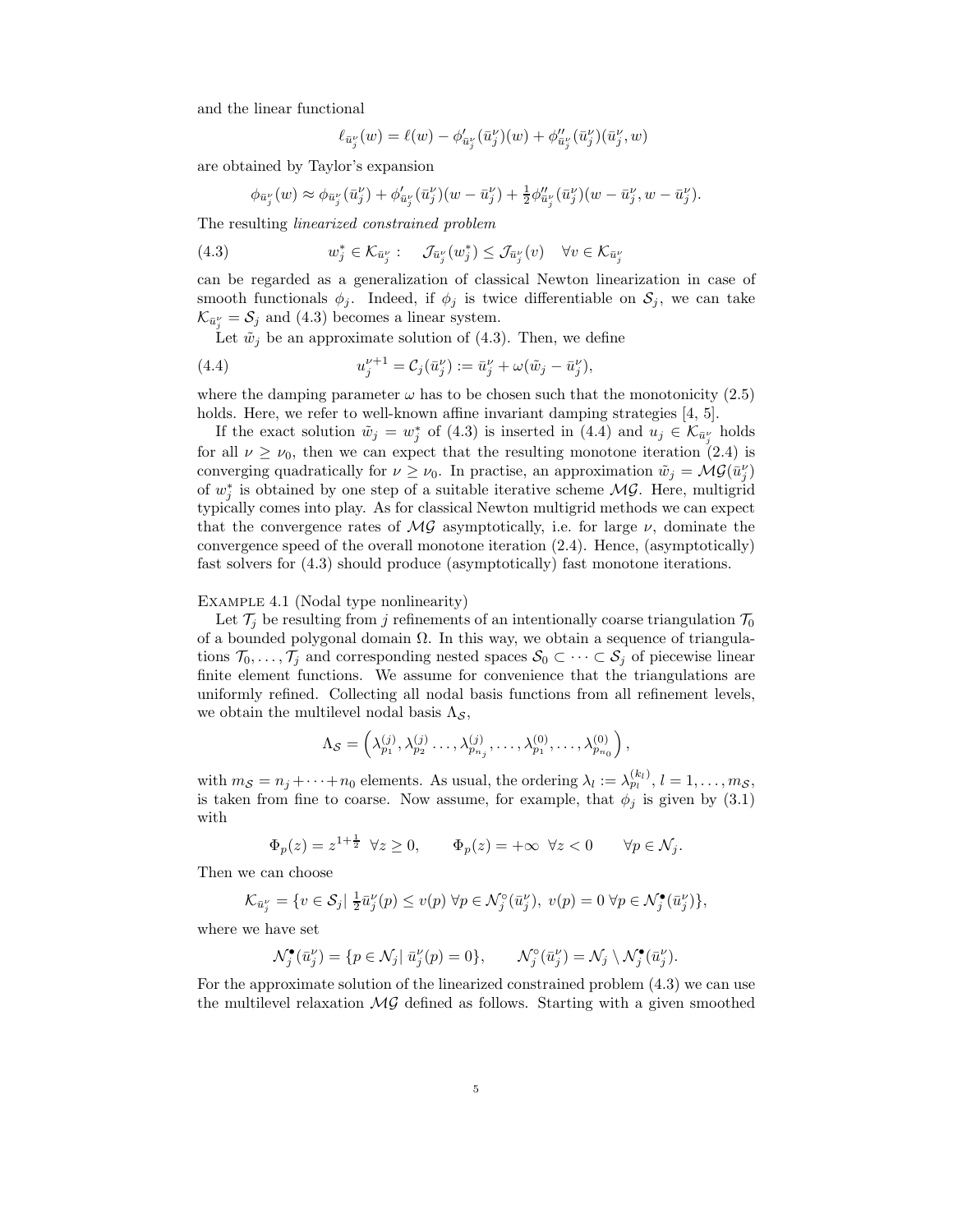and the linear functional

$$\ell_{\bar u_j^\nu}(w) = \ell(w) - \phi'_{\bar u_j^\nu}(\bar u_j^\nu)(w) + \phi''_{\bar u_j^\nu}(\bar u_j^\nu)(\bar u_j^\nu, w)$$

are obtained by Taylor's expansion

$$\phi_{\bar u_j^\nu}(w) \approx \phi_{\bar u_j^\nu}(\bar u_j^\nu) + \phi'_{\bar u_j^\nu}(\bar u_j^\nu)(w - \bar u_j^\nu) + \tfrac{1}{2}\phi''_{\bar u_j^\nu}(\bar u_j^\nu)(w - \bar u_j^\nu, w - \bar u_j^\nu).$$

The resulting *linearized constrained problem*

$$w_j^* \in \mathcal{K}_{\bar u_j^\nu} : \quad \mathcal{J}_{\bar u_j^\nu}(w_j^*) \le \mathcal{J}_{\bar u_j^\nu}(v) \quad \forall v \in \mathcal{K}_{\bar u_j^\nu} \tag{4.3}$$

can be regarded as a generalization of classical Newton linearization in case of smooth functionals $\phi_j$. Indeed, if $\phi_j$ is twice differentiable on $\mathcal{S}_j$, we can take $\mathcal{K}_{\bar u_j^\nu} = \mathcal{S}_j$ and (4.3) becomes a linear system.

Let $\tilde w_j$ be an approximate solution of (4.3). Then, we define

$$u_j^{\nu+1} = \mathcal{C}_j(\bar u_j^\nu) := \bar u_j^\nu + \omega(\tilde w_j - \bar u_j^\nu), \tag{4.4}$$

where the damping parameter $\omega$ has to be chosen such that the monotonicity (2.5) holds. Here, we refer to well-known affine invariant damping strategies [4, 5].

If the exact solution $\tilde w_j = w_j^*$ of (4.3) is inserted in (4.4) and $u_j \in \mathcal{K}_{\bar u_j^\nu}$ holds for all $\nu \ge \nu_0$, then we can expect that the resulting monotone iteration (2.4) is converging quadratically for $\nu \ge \nu_0$. In practise, an approximation $\tilde w_j = \mathcal{MG}(\bar u_j^\nu)$ of $w_j^*$ is obtained by one step of a suitable iterative scheme $\mathcal{MG}$. Here, multigrid typically comes into play. As for classical Newton multigrid methods we can expect that the convergence rates of $\mathcal{MG}$ asymptotically, i.e. for large $\nu$, dominate the convergence speed of the overall monotone iteration (2.4). Hence, (asymptotically) fast solvers for (4.3) should produce (asymptotically) fast monotone iterations.

Example 4.1 (Nodal type nonlinearity)

Let $\mathcal{T}_j$ be resulting from $j$ refinements of an intentionally coarse triangulation $\mathcal{T}_0$ of a bounded polygonal domain $\Omega$. In this way, we obtain a sequence of triangulations $\mathcal{T}_0, \dots, \mathcal{T}_j$ and corresponding nested spaces $\mathcal{S}_0 \subset \cdots \subset \mathcal{S}_j$ of piecewise linear finite element functions. We assume for convenience that the triangulations are uniformly refined. Collecting all nodal basis functions from all refinement levels, we obtain the multilevel nodal basis $\Lambda_{\mathcal{S}}$,

$$\Lambda_{\mathcal{S}} = \left( \lambda_{p_1}^{(j)}, \lambda_{p_2}^{(j)} \dots, \lambda_{p_{n_j}}^{(j)}, \dots, \lambda_{p_1}^{(0)}, \dots, \lambda_{p_{n_0}}^{(0)} \right),$$

with $m_{\mathcal{S}} = n_j + \cdots + n_0$ elements. As usual, the ordering $\lambda_l := \lambda_{p_l}^{(k_l)}$, $l = 1, \dots, m_{\mathcal{S}}$, is taken from fine to coarse. Now assume, for example, that $\phi_j$ is given by (3.1) with

$$\Phi_p(z) = z^{1+\frac{1}{2}} \;\; \forall z \ge 0, \qquad \Phi_p(z) = +\infty \;\; \forall z < 0 \qquad \forall p \in \mathcal{N}_j.$$

Then we can choose

$$\mathcal{K}_{\bar u_j^\nu} = \{ v \in \mathcal{S}_j |\; \tfrac{1}{2}\bar u_j^\nu(p) \le v(p) \;\forall p \in \mathcal{N}_j^\circ(\bar u_j^\nu),\; v(p) = 0 \;\forall p \in \mathcal{N}_j^\bullet(\bar u_j^\nu) \},$$

where we have set

$$\mathcal{N}_j^\bullet(\bar u_j^\nu) = \{ p \in \mathcal{N}_j |\; \bar u_j^\nu(p) = 0 \}, \qquad \mathcal{N}_j^\circ(\bar u_j^\nu) = \mathcal{N}_j \setminus \mathcal{N}_j^\bullet(\bar u_j^\nu).$$

For the approximate solution of the linearized constrained problem (4.3) we can use the multilevel relaxation $\mathcal{MG}$ defined as follows. Starting with a given smoothed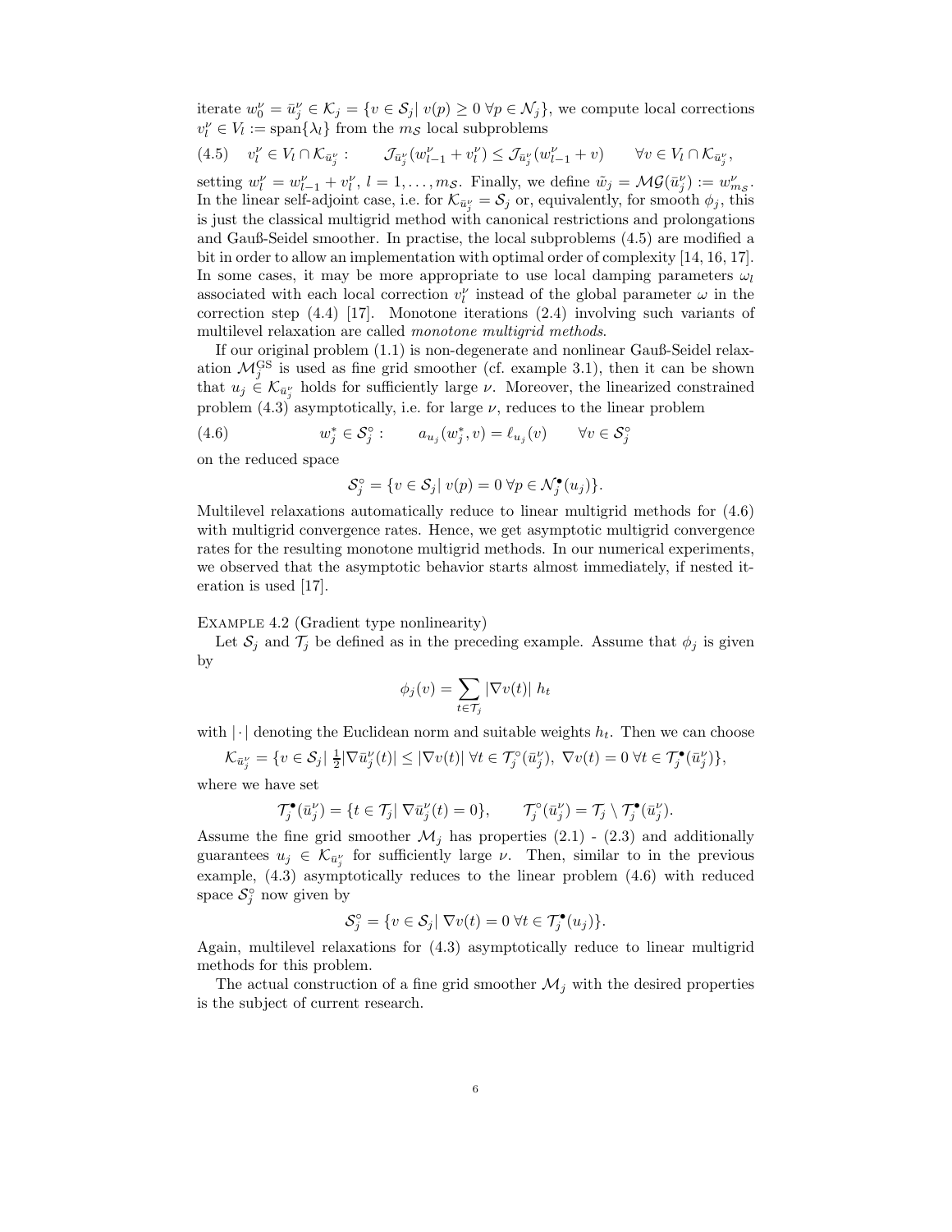iterate $w_0^\nu = \bar{u}_j^\nu \in \mathcal{K}_j = \{v \in \mathcal{S}_j |\ v(p) \geq 0\ \forall p \in \mathcal{N}_j\}$, we compute local corrections $v_l^\nu \in V_l := \operatorname{span}\{\lambda_l\}$ from the $m_{\mathcal{S}}$ local subproblems

$$
(4.5) \qquad v_l^\nu \in V_l \cap \mathcal{K}_{\bar{u}_j^\nu}: \qquad \mathcal{J}_{\bar{u}_j^\nu}(w_{l-1}^\nu + v_l^\nu) \leq \mathcal{J}_{\bar{u}_j^\nu}(w_{l-1}^\nu + v) \qquad \forall v \in V_l \cap \mathcal{K}_{\bar{u}_j^\nu},
$$

setting $w_l^\nu = w_{l-1}^\nu + v_l^\nu$, $l = 1, \ldots, m_{\mathcal{S}}$. Finally, we define $\tilde{w}_j = \mathcal{MG}(\bar{u}_j^\nu) := w_{m_{\mathcal{S}}}^\nu$. In the linear self-adjoint case, i.e. for $\mathcal{K}_{\bar{u}_j^\nu} = \mathcal{S}_j$ or, equivalently, for smooth $\phi_j$, this is just the classical multigrid method with canonical restrictions and prolongations and Gauß-Seidel smoother. In practise, the local subproblems (4.5) are modified a bit in order to allow an implementation with optimal order of complexity [14, 16, 17]. In some cases, it may be more appropriate to use local damping parameters $\omega_l$ associated with each local correction $v_l^\nu$ instead of the global parameter $\omega$ in the correction step (4.4) [17]. Monotone iterations (2.4) involving such variants of multilevel relaxation are called *monotone multigrid methods*.

If our original problem (1.1) is non-degenerate and nonlinear Gauß-Seidel relaxation $\mathcal{M}_j^{\mathrm{GS}}$ is used as fine grid smoother (cf. example 3.1), then it can be shown that $u_j \in \mathcal{K}_{\bar{u}_j^\nu}$ holds for sufficiently large $\nu$. Moreover, the linearized constrained problem (4.3) asymptotically, i.e. for large $\nu$, reduces to the linear problem

$$
(4.6) \qquad w_j^* \in \mathcal{S}_j^\circ: \qquad a_{u_j}(w_j^*, v) = \ell_{u_j}(v) \qquad \forall v \in \mathcal{S}_j^\circ
$$

on the reduced space

$$
\mathcal{S}_j^\circ = \{v \in \mathcal{S}_j |\ v(p) = 0\ \forall p \in \mathcal{N}_j^\bullet(u_j)\}.
$$

Multilevel relaxations automatically reduce to linear multigrid methods for (4.6) with multigrid convergence rates. Hence, we get asymptotic multigrid convergence rates for the resulting monotone multigrid methods. In our numerical experiments, we observed that the asymptotic behavior starts almost immediately, if nested iteration is used [17].

Example 4.2 (Gradient type nonlinearity)

Let $\mathcal{S}_j$ and $\mathcal{T}_j$ be defined as in the preceding example. Assume that $\phi_j$ is given by

$$
\phi_j(v) = \sum_{t \in \mathcal{T}_j} |\nabla v(t)|\ h_t
$$

with $|\cdot|$ denoting the Euclidean norm and suitable weights $h_t$. Then we can choose

$$
\mathcal{K}_{\bar{u}_j^\nu} = \{v \in \mathcal{S}_j |\ \tfrac{1}{2}|\nabla \bar{u}_j^\nu(t)| \leq |\nabla v(t)|\ \forall t \in \mathcal{T}_j^\circ(\bar{u}_j^\nu),\ \nabla v(t) = 0\ \forall t \in \mathcal{T}_j^\bullet(\bar{u}_j^\nu)\},
$$

where we have set

$$
\mathcal{T}_j^\bullet(\bar{u}_j^\nu) = \{t \in \mathcal{T}_j |\ \nabla \bar{u}_j^\nu(t) = 0\}, \qquad \mathcal{T}_j^\circ(\bar{u}_j^\nu) = \mathcal{T}_j \setminus \mathcal{T}_j^\bullet(\bar{u}_j^\nu).
$$

Assume the fine grid smoother $\mathcal{M}_j$ has properties (2.1) - (2.3) and additionally guarantees $u_j \in \mathcal{K}_{\bar{u}_j^\nu}$ for sufficiently large $\nu$. Then, similar to in the previous example, (4.3) asymptotically reduces to the linear problem (4.6) with reduced space $\mathcal{S}_j^\circ$ now given by

$$
\mathcal{S}_j^\circ = \{v \in \mathcal{S}_j |\ \nabla v(t) = 0\ \forall t \in \mathcal{T}_j^\bullet(u_j)\}.
$$

Again, multilevel relaxations for (4.3) asymptotically reduce to linear multigrid methods for this problem.

The actual construction of a fine grid smoother $\mathcal{M}_j$ with the desired properties is the subject of current research.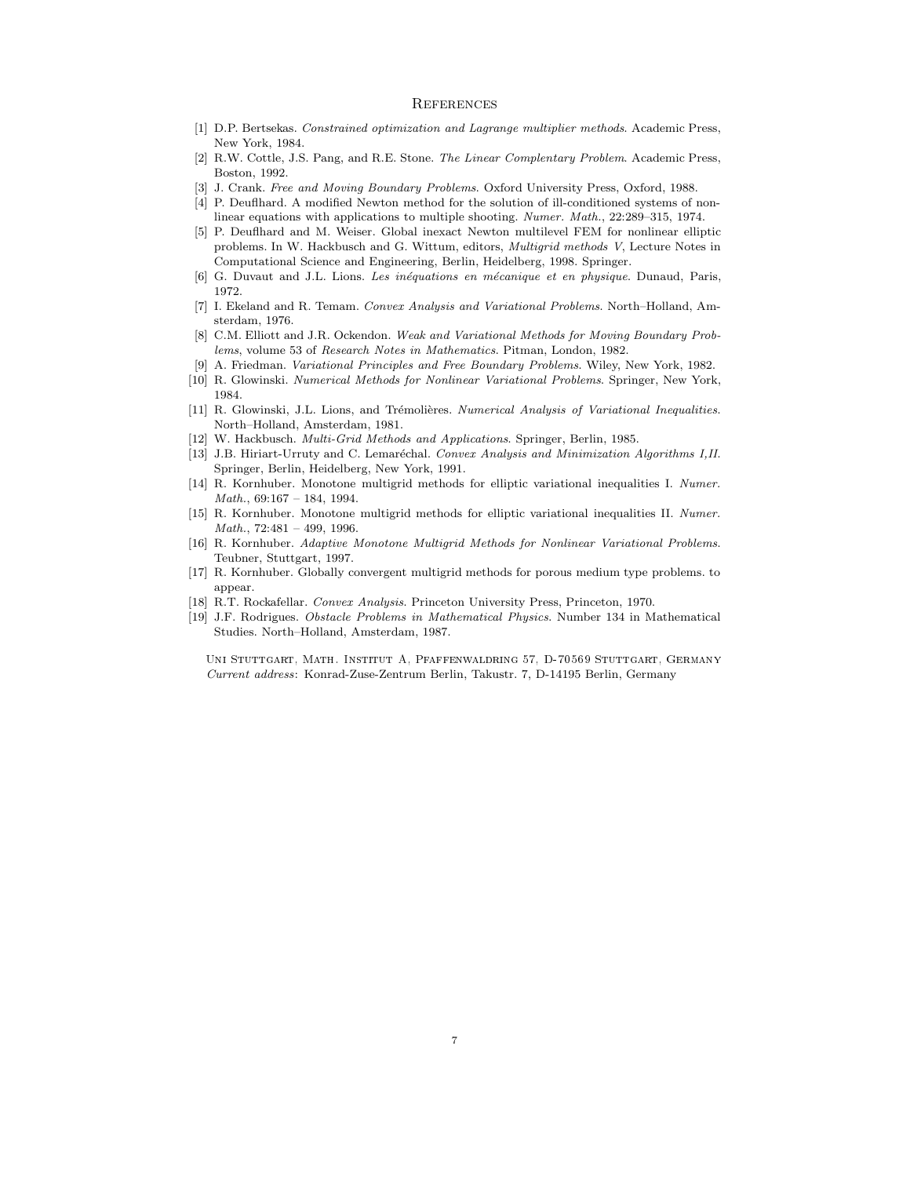## References

[1] D.P. Bertsekas. *Constrained optimization and Lagrange multiplier methods*. Academic Press, New York, 1984.

[2] R.W. Cottle, J.S. Pang, and R.E. Stone. *The Linear Complentary Problem*. Academic Press, Boston, 1992.

[3] J. Crank. *Free and Moving Boundary Problems*. Oxford University Press, Oxford, 1988.

[4] P. Deuflhard. A modified Newton method for the solution of ill-conditioned systems of nonlinear equations with applications to multiple shooting. *Numer. Math.*, 22:289–315, 1974.

[5] P. Deuflhard and M. Weiser. Global inexact Newton multilevel FEM for nonlinear elliptic problems. In W. Hackbusch and G. Wittum, editors, *Multigrid methods V*, Lecture Notes in Computational Science and Engineering, Berlin, Heidelberg, 1998. Springer.

[6] G. Duvaut and J.L. Lions. *Les inéquations en mécanique et en physique*. Dunaud, Paris, 1972.

[7] I. Ekeland and R. Temam. *Convex Analysis and Variational Problems*. North–Holland, Amsterdam, 1976.

[8] C.M. Elliott and J.R. Ockendon. *Weak and Variational Methods for Moving Boundary Problems*, volume 53 of *Research Notes in Mathematics*. Pitman, London, 1982.

[9] A. Friedman. *Variational Principles and Free Boundary Problems*. Wiley, New York, 1982.

[10] R. Glowinski. *Numerical Methods for Nonlinear Variational Problems*. Springer, New York, 1984.

[11] R. Glowinski, J.L. Lions, and Trémolières. *Numerical Analysis of Variational Inequalities*. North–Holland, Amsterdam, 1981.

[12] W. Hackbusch. *Multi-Grid Methods and Applications*. Springer, Berlin, 1985.

[13] J.B. Hiriart-Urruty and C. Lemaréchal. *Convex Analysis and Minimization Algorithms I,II*. Springer, Berlin, Heidelberg, New York, 1991.

[14] R. Kornhuber. Monotone multigrid methods for elliptic variational inequalities I. *Numer. Math.*, 69:167 – 184, 1994.

[15] R. Kornhuber. Monotone multigrid methods for elliptic variational inequalities II. *Numer. Math.*, 72:481 – 499, 1996.

[16] R. Kornhuber. *Adaptive Monotone Multigrid Methods for Nonlinear Variational Problems*. Teubner, Stuttgart, 1997.

[17] R. Kornhuber. Globally convergent multigrid methods for porous medium type problems. to appear.

[18] R.T. Rockafellar. *Convex Analysis*. Princeton University Press, Princeton, 1970.

[19] J.F. Rodrigues. *Obstacle Problems in Mathematical Physics*. Number 134 in Mathematical Studies. North–Holland, Amsterdam, 1987.

Uni Stuttgart, Math. Institut A, Pfaffenwaldring 57, D-70569 Stuttgart, Germany
*Current address*: Konrad-Zuse-Zentrum Berlin, Takustr. 7, D-14195 Berlin, Germany